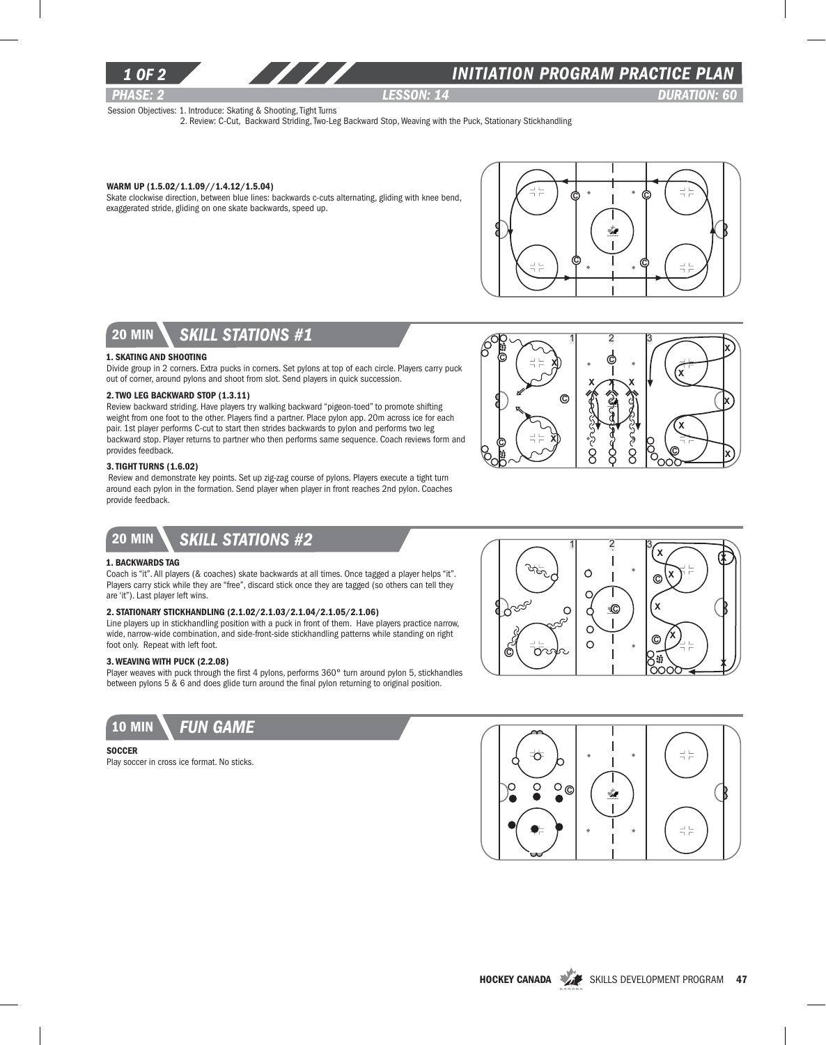# INITIATION PROGRAM PRACTICE PLAN

**PHASE: 2** | **LESSON: 14** | **DURATION: 60**

Session Objectives: 1. Introduce: Skating & Shooting, Tight Turns
2. Review: C-Cut, Backward Striding, Two-Leg Backward Stop, Weaving with the Puck, Stationary Stickhandling

**WARM UP (1.5.02/1.1.09//1.4.12/1.5.04)**
Skate clockwise direction, between blue lines: backwards c-cuts alternating, gliding with knee bend, exaggerated stride, gliding on one skate backwards, speed up.

## 20 MIN SKILL STATIONS #1

**1. SKATING AND SHOOTING**
Divide group in 2 corners. Extra pucks in corners. Set pylons at top of each circle. Players carry puck out of corner, around pylons and shoot from slot. Send players in quick succession.

**2. TWO LEG BACKWARD STOP (1.3.11)**
Review backward striding. Have players try walking backward "pigeon-toed" to promote shifting weight from one foot to the other. Players find a partner. Place pylon app. 20m across ice for each pair. 1st player performs C-cut to start then strides backwards to pylon and performs two leg backward stop. Player returns to partner who then performs same sequence. Coach reviews form and provides feedback.

**3. TIGHT TURNS (1.6.02)**
Review and demonstrate key points. Set up zig-zag course of pylons. Players execute a tight turn around each pylon in the formation. Send player when player in front reaches 2nd pylon. Coaches provide feedback.

## 20 MIN SKILL STATIONS #2

**1. BACKWARDS TAG**
Coach is "it". All players (& coaches) skate backwards at all times. Once tagged a player helps "it". Players carry stick while they are "free", discard stick once they are tagged (so others can tell they are 'it"). Last player left wins.

**2. STATIONARY STICKHANDLING (2.1.02/2.1.03/2.1.04/2.1.05/2.1.06)**
Line players up in stickhandling position with a puck in front of them. Have players practice narrow, wide, narrow-wide combination, and side-front-side stickhandling patterns while standing on right foot only. Repeat with left foot.

**3. WEAVING WITH PUCK (2.2.08)**
Player weaves with puck through the first 4 pylons, performs 360° turn around pylon 5, stickhandles between pylons 5 & 6 and does glide turn around the final pylon returning to original position.

## 10 MIN FUN GAME

**SOCCER**
Play soccer in cross ice format. No sticks.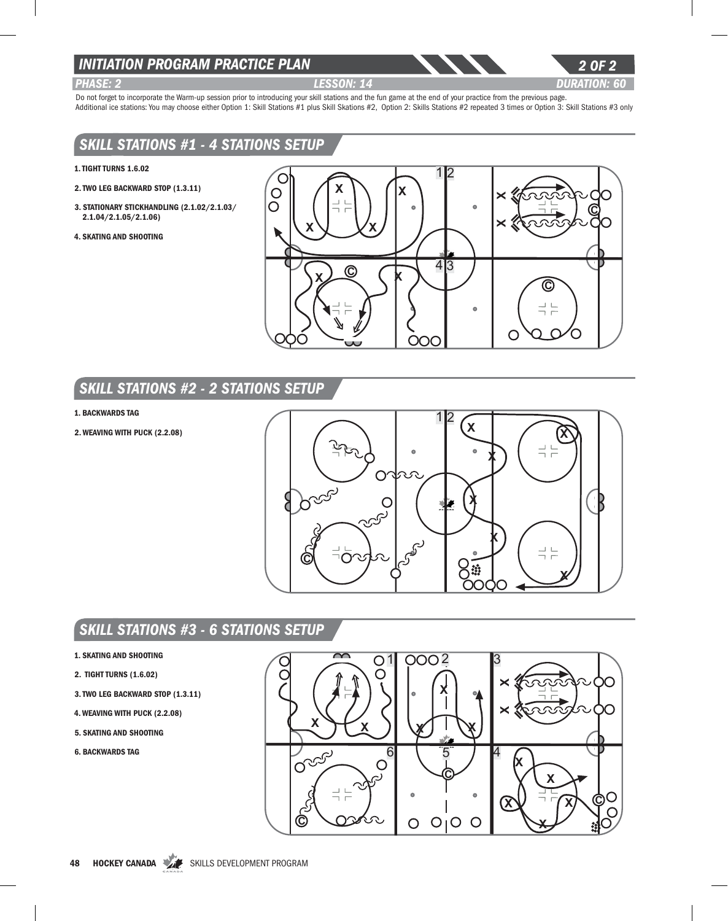# INITIATION PROGRAM PRACTICE PLAN

**PHASE: 2** **LESSON: 14** **DURATION: 60**

Do not forget to incorporate the Warm-up session prior to introducing your skill stations and the fun game at the end of your practice from the previous page.
Additional ice stations: You may choose either Option 1: Skill Stations #1 plus Skill Skations #2, Option 2: Skills Stations #2 repeated 3 times or Option 3: Skill Stations #3 only

## SKILL STATIONS #1 - 4 STATIONS SETUP

1. TIGHT TURNS 1.6.02
2. TWO LEG BACKWARD STOP (1.3.11)
3. STATIONARY STICKHANDLING (2.1.02/2.1.03/2.1.04/2.1.05/2.1.06)
4. SKATING AND SHOOTING

## SKILL STATIONS #2 - 2 STATIONS SETUP

1. BACKWARDS TAG
2. WEAVING WITH PUCK (2.2.08)

## SKILL STATIONS #3 - 6 STATIONS SETUP

1. SKATING AND SHOOTING
2. TIGHT TURNS (1.6.02)
3. TWO LEG BACKWARD STOP (1.3.11)
4. WEAVING WITH PUCK (2.2.08)
5. SKATING AND SHOOTING
6. BACKWARDS TAG